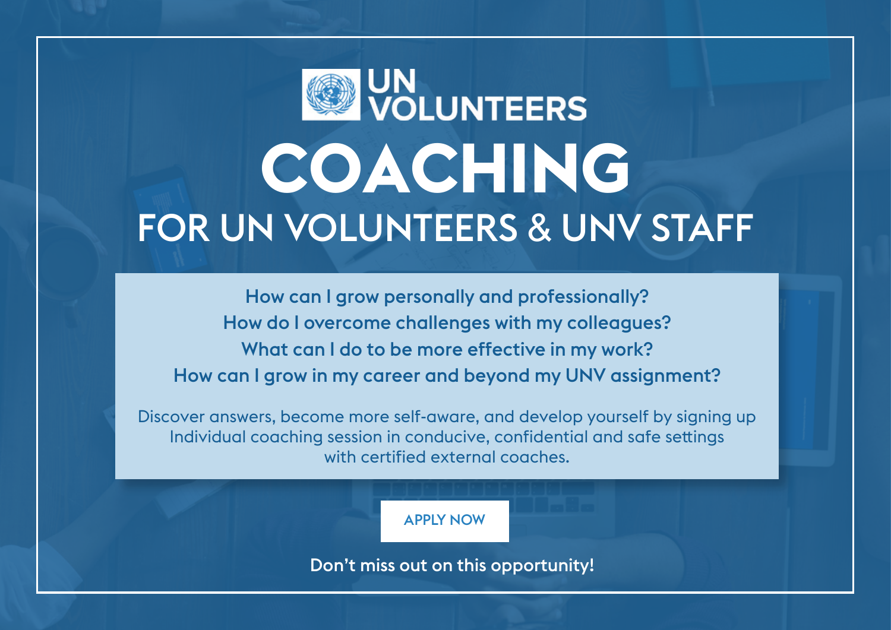UN VOLUNTEERS

# COACHING

## FOR UN VOLUNTEERS & UNV STAFF

How can I grow personally and professionally?
How do I overcome challenges with my colleagues?
What can I do to be more effective in my work?
How can I grow in my career and beyond my UNV assignment?

Discover answers, become more self-aware, and develop yourself by signing up Individual coaching session in conducive, confidential and safe settings with certified external coaches.

APPLY NOW

Don’t miss out on this opportunity!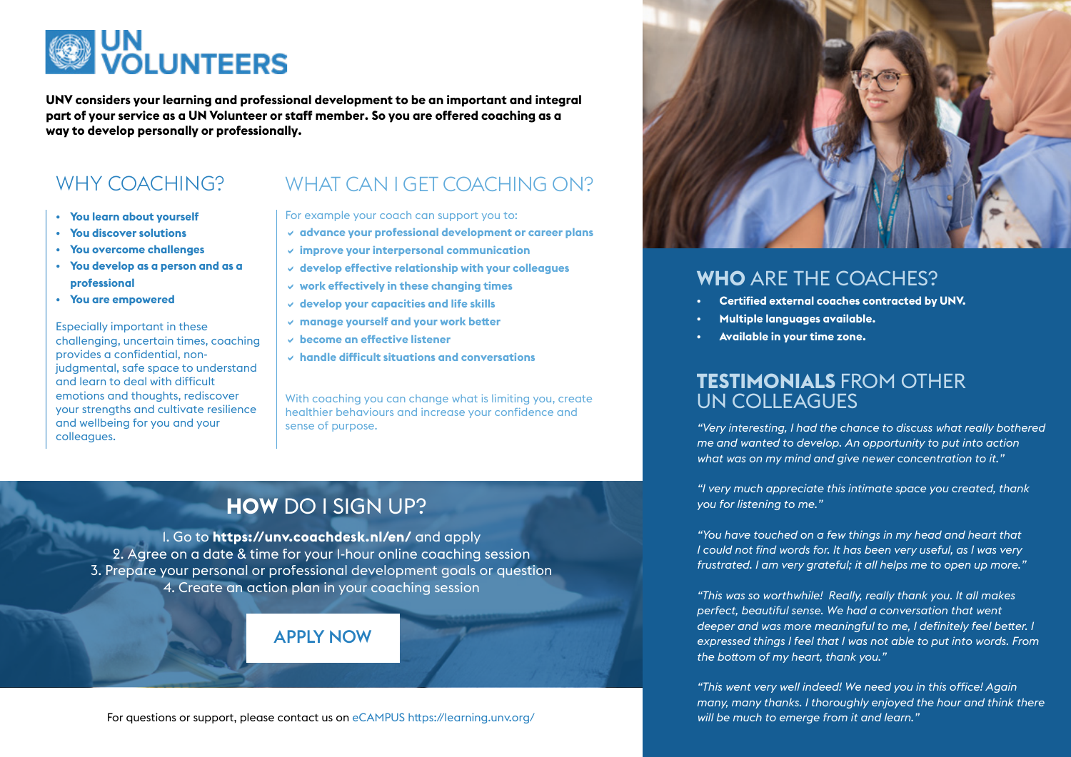# UN VOLUNTEERS

**UNV considers your learning and professional development to be an important and integral part of your service as a UN Volunteer or staff member. So you are offered coaching as a way to develop personally or professionally.**

## WHY COACHING?

- **You learn about yourself**
- **You discover solutions**
- **You overcome challenges**
- **You develop as a person and as a professional**
- **You are empowered**

Especially important in these challenging, uncertain times, coaching provides a confidential, non-judgmental, safe space to understand and learn to deal with difficult emotions and thoughts, rediscover your strengths and cultivate resilience and wellbeing for you and your colleagues.

## WHAT CAN I GET COACHING ON?

For example your coach can support you to:

- **advance your professional development or career plans**
- **improve your interpersonal communication**
- **develop effective relationship with your colleagues**
- **work effectively in these changing times**
- **develop your capacities and life skills**
- **manage yourself and your work better**
- **become an effective listener**
- **handle difficult situations and conversations**

With coaching you can change what is limiting you, create healthier behaviours and increase your confidence and sense of purpose.

## HOW DO I SIGN UP?

1. Go to **https://unv.coachdesk.nl/en/** and apply
2. Agree on a date & time for your 1-hour online coaching session
3. Prepare your personal or professional development goals or question
4. Create an action plan in your coaching session

APPLY NOW

For questions or support, please contact us on eCAMPUS https://learning.unv.org/

## WHO ARE THE COACHES?

- **Certified external coaches contracted by UNV.**
- **Multiple languages available.**
- **Available in your time zone.**

## TESTIMONIALS FROM OTHER UN COLLEAGUES

*"Very interesting, I had the chance to discuss what really bothered me and wanted to develop. An opportunity to put into action what was on my mind and give newer concentration to it."*

*"I very much appreciate this intimate space you created, thank you for listening to me."*

*"You have touched on a few things in my head and heart that I could not find words for. It has been very useful, as I was very frustrated. I am very grateful; it all helps me to open up more."*

*"This was so worthwhile! Really, really thank you. It all makes perfect, beautiful sense. We had a conversation that went deeper and was more meaningful to me, I definitely feel better. I expressed things I feel that I was not able to put into words. From the bottom of my heart, thank you."*

*"This went very well indeed! We need you in this office! Again many, many thanks. I thoroughly enjoyed the hour and think there will be much to emerge from it and learn."*